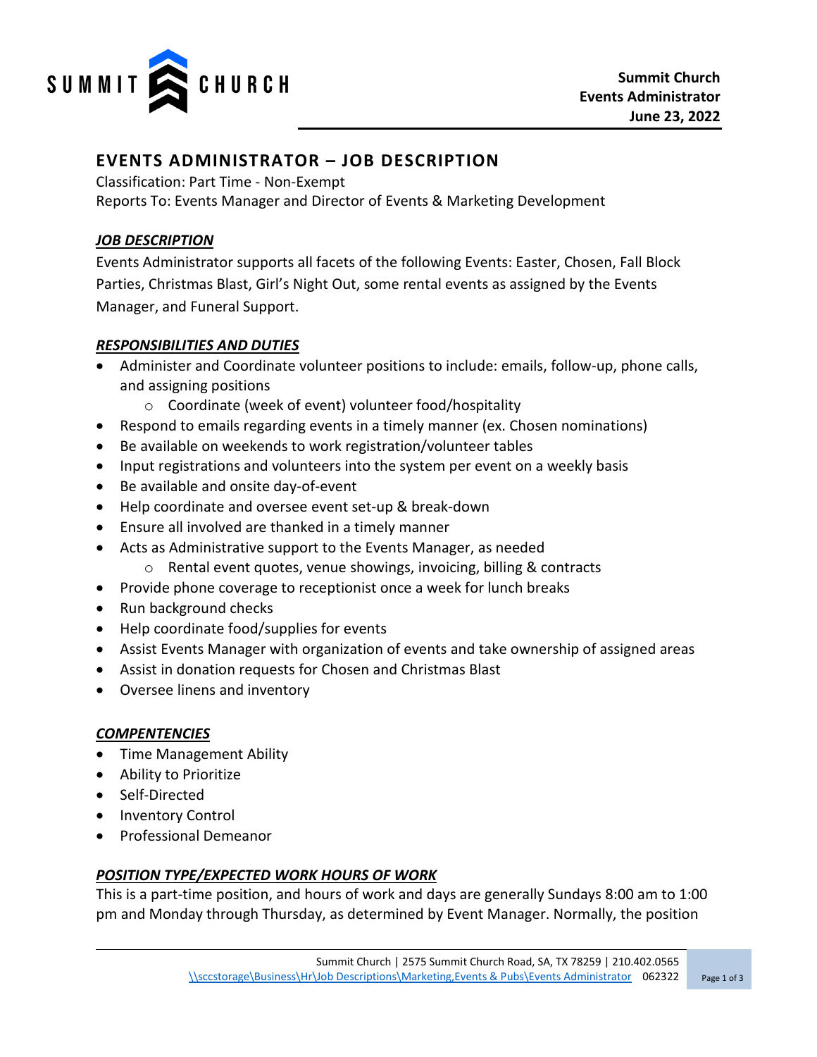**Summit Church**
**Events Administrator**
**June 23, 2022**

## EVENTS ADMINISTRATOR – JOB DESCRIPTION

Classification: Part Time - Non-Exempt
Reports To: Events Manager and Director of Events & Marketing Development

### *JOB DESCRIPTION*

Events Administrator supports all facets of the following Events: Easter, Chosen, Fall Block Parties, Christmas Blast, Girl's Night Out, some rental events as assigned by the Events Manager, and Funeral Support.

### *RESPONSIBILITIES AND DUTIES*

- Administer and Coordinate volunteer positions to include: emails, follow-up, phone calls, and assigning positions
    - Coordinate (week of event) volunteer food/hospitality
- Respond to emails regarding events in a timely manner (ex. Chosen nominations)
- Be available on weekends to work registration/volunteer tables
- Input registrations and volunteers into the system per event on a weekly basis
- Be available and onsite day-of-event
- Help coordinate and oversee event set-up & break-down
- Ensure all involved are thanked in a timely manner
- Acts as Administrative support to the Events Manager, as needed
    - Rental event quotes, venue showings, invoicing, billing & contracts
- Provide phone coverage to receptionist once a week for lunch breaks
- Run background checks
- Help coordinate food/supplies for events
- Assist Events Manager with organization of events and take ownership of assigned areas
- Assist in donation requests for Chosen and Christmas Blast
- Oversee linens and inventory

### *COMPENTENCIES*

- Time Management Ability
- Ability to Prioritize
- Self-Directed
- Inventory Control
- Professional Demeanor

### *POSITION TYPE/EXPECTED WORK HOURS OF WORK*

This is a part-time position, and hours of work and days are generally Sundays 8:00 am to 1:00 pm and Monday through Thursday, as determined by Event Manager. Normally, the position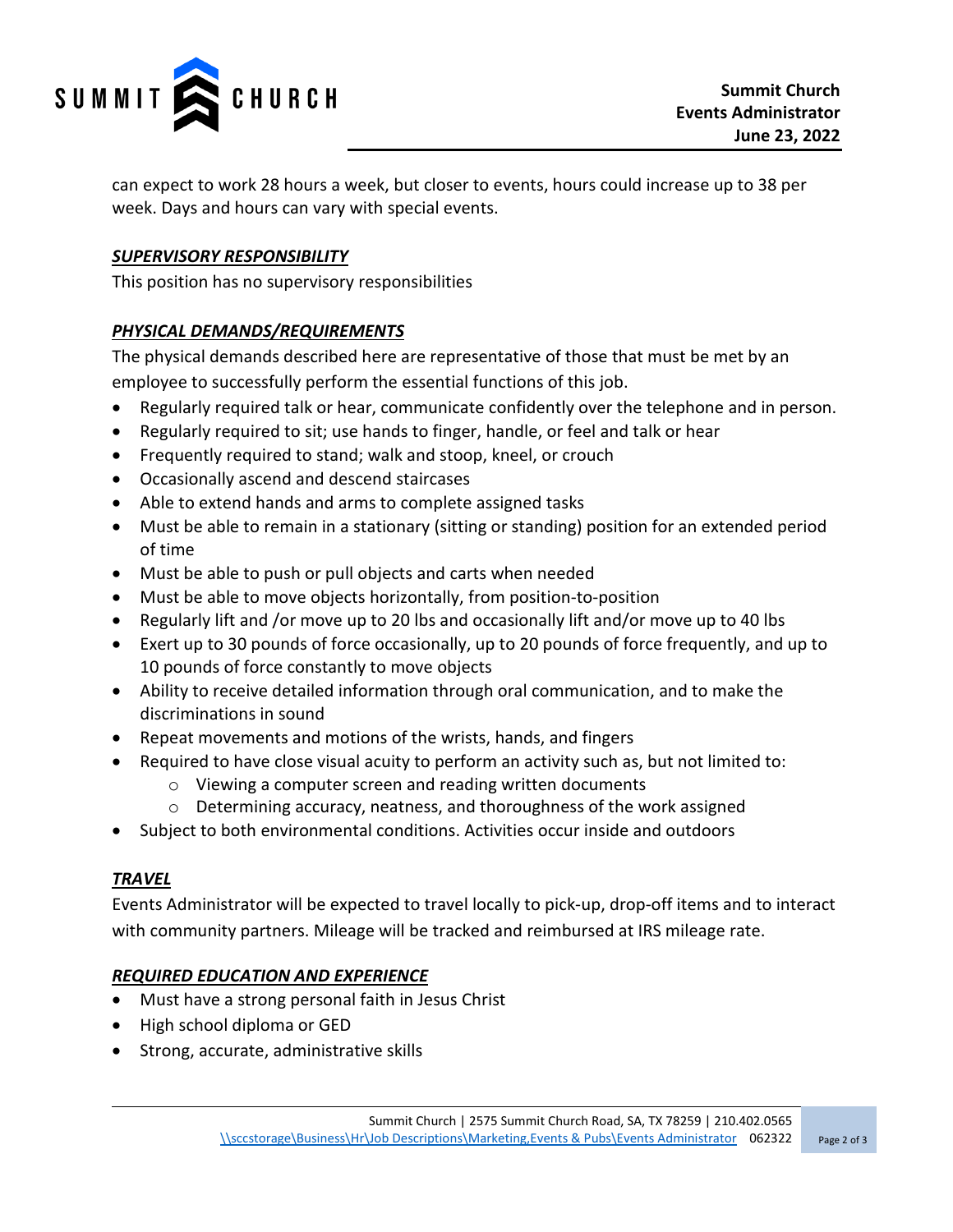can expect to work 28 hours a week, but closer to events, hours could increase up to 38 per week. Days and hours can vary with special events.

### ***SUPERVISORY RESPONSIBILITY***

This position has no supervisory responsibilities

### ***PHYSICAL DEMANDS/REQUIREMENTS***

The physical demands described here are representative of those that must be met by an employee to successfully perform the essential functions of this job.

- Regularly required talk or hear, communicate confidently over the telephone and in person.
- Regularly required to sit; use hands to finger, handle, or feel and talk or hear
- Frequently required to stand; walk and stoop, kneel, or crouch
- Occasionally ascend and descend staircases
- Able to extend hands and arms to complete assigned tasks
- Must be able to remain in a stationary (sitting or standing) position for an extended period of time
- Must be able to push or pull objects and carts when needed
- Must be able to move objects horizontally, from position-to-position
- Regularly lift and /or move up to 20 lbs and occasionally lift and/or move up to 40 lbs
- Exert up to 30 pounds of force occasionally, up to 20 pounds of force frequently, and up to 10 pounds of force constantly to move objects
- Ability to receive detailed information through oral communication, and to make the discriminations in sound
- Repeat movements and motions of the wrists, hands, and fingers
- Required to have close visual acuity to perform an activity such as, but not limited to:
  - Viewing a computer screen and reading written documents
  - Determining accuracy, neatness, and thoroughness of the work assigned
- Subject to both environmental conditions. Activities occur inside and outdoors

### ***TRAVEL***

Events Administrator will be expected to travel locally to pick-up, drop-off items and to interact with community partners. Mileage will be tracked and reimbursed at IRS mileage rate.

### ***REQUIRED EDUCATION AND EXPERIENCE***

- Must have a strong personal faith in Jesus Christ
- High school diploma or GED
- Strong, accurate, administrative skills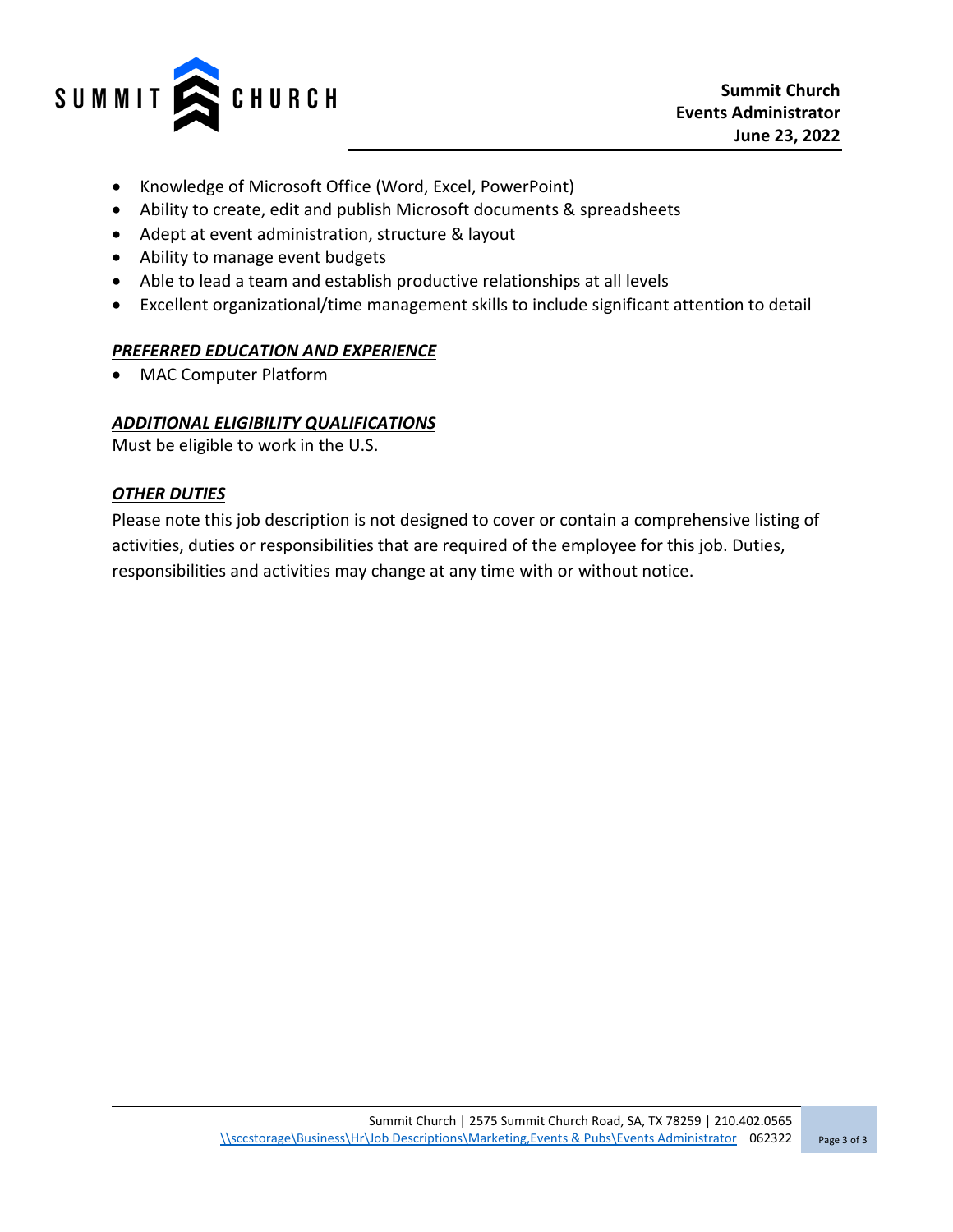- Knowledge of Microsoft Office (Word, Excel, PowerPoint)
- Ability to create, edit and publish Microsoft documents & spreadsheets
- Adept at event administration, structure & layout
- Ability to manage event budgets
- Able to lead a team and establish productive relationships at all levels
- Excellent organizational/time management skills to include significant attention to detail

***PREFERRED EDUCATION AND EXPERIENCE***

- MAC Computer Platform

***ADDITIONAL ELIGIBILITY QUALIFICATIONS***

Must be eligible to work in the U.S.

***OTHER DUTIES***

Please note this job description is not designed to cover or contain a comprehensive listing of activities, duties or responsibilities that are required of the employee for this job. Duties, responsibilities and activities may change at any time with or without notice.